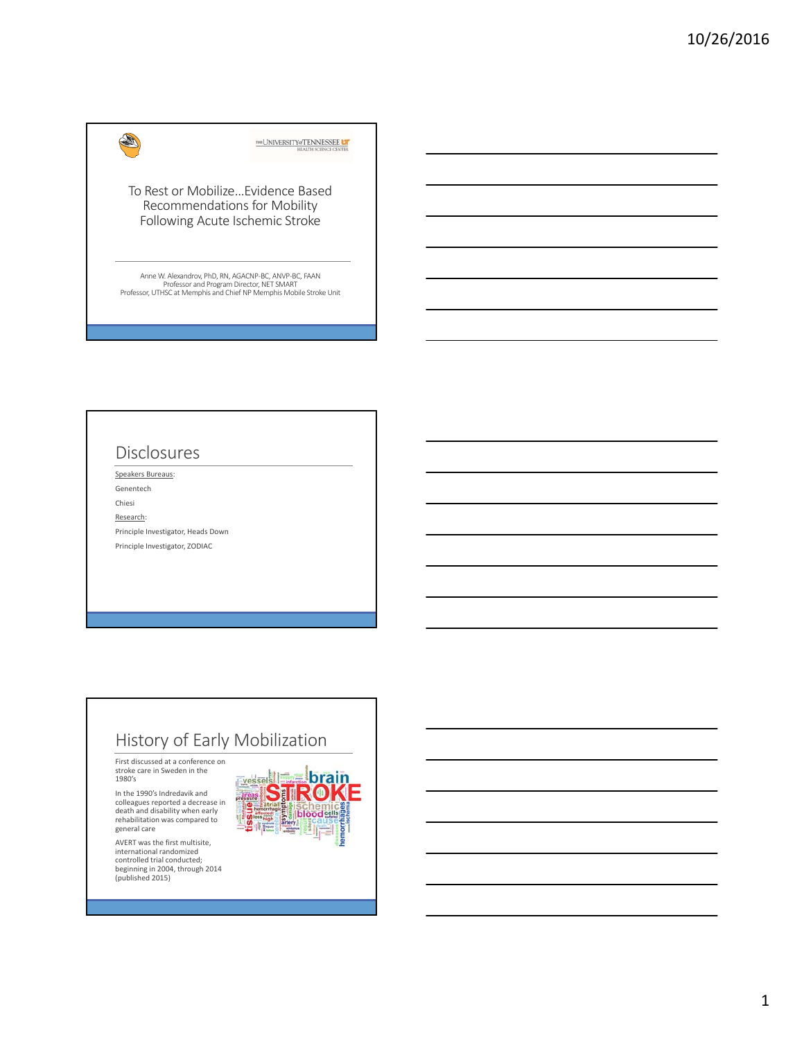# To Rest or Mobilize…Evidence Based Recommendations for Mobility Following Acute Ischemic Stroke

Anne W. Alexandrov, PhD, RN, AGACNP-BC, ANVP-BC, FAAN
Professor and Program Director, NET SMART
Professor, UTHSC at Memphis and Chief NP Memphis Mobile Stroke Unit

## Disclosures

Speakers Bureaus:

Genentech

Chiesi

Research:

Principle Investigator, Heads Down

Principle Investigator, ZODIAC

## History of Early Mobilization

First discussed at a conference on stroke care in Sweden in the 1980's

In the 1990's Indredavik and colleagues reported a decrease in death and disability when early rehabilitation was compared to general care

AVERT was the first multisite, international randomized controlled trial conducted; beginning in 2004, through 2014 (published 2015)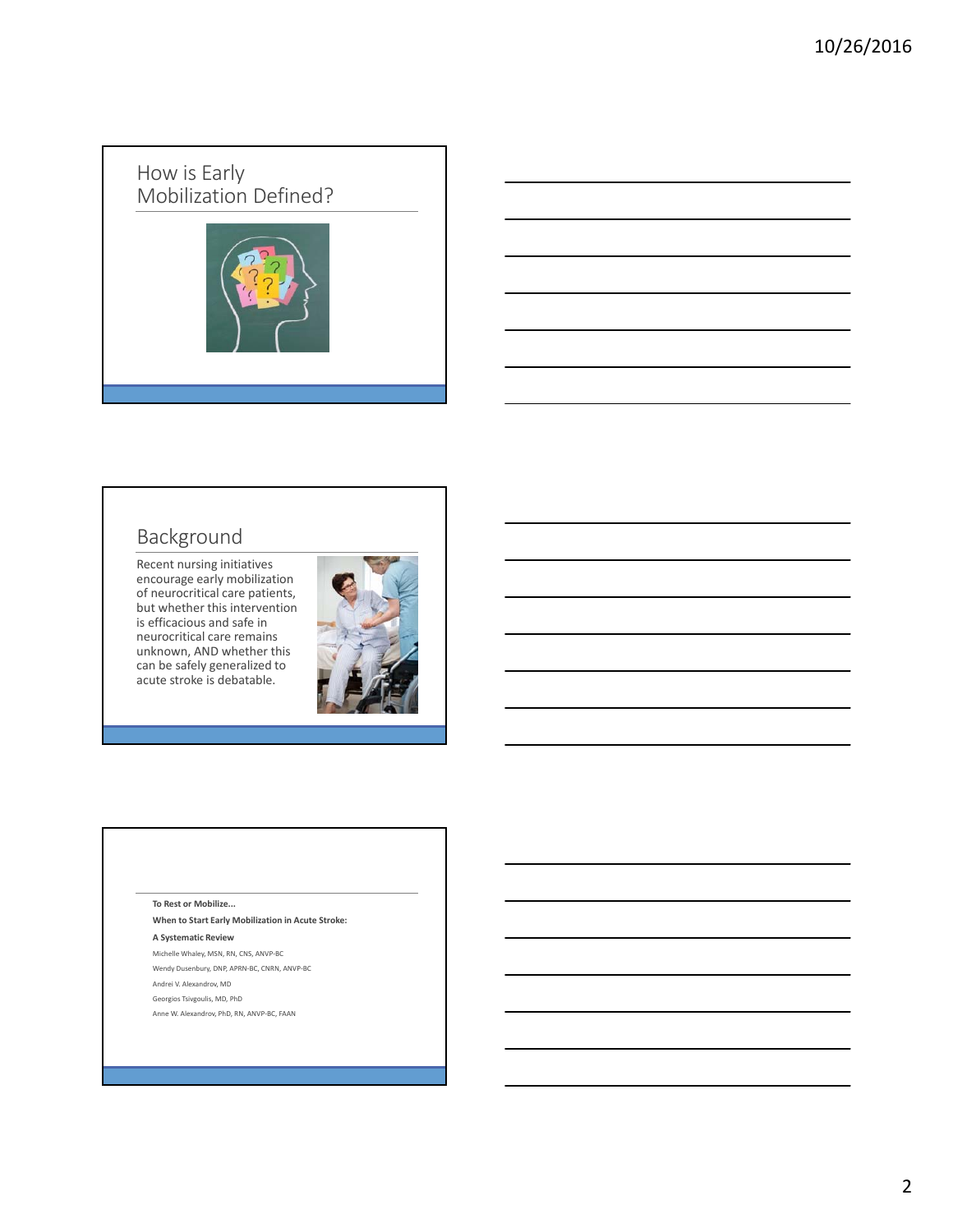## How is Early Mobilization Defined?

## Background

Recent nursing initiatives encourage early mobilization of neurocritical care patients, but whether this intervention is efficacious and safe in neurocritical care remains unknown, AND whether this can be safely generalized to acute stroke is debatable.

**To Rest or Mobilize…**

**When to Start Early Mobilization in Acute Stroke:**

**A Systematic Review**

Michelle Whaley, MSN, RN, CNS, ANVP-BC

Wendy Dusenbury, DNP, APRN-BC, CNRN, ANVP-BC

Andrei V. Alexandrov, MD

Georgios Tsivgoulis, MD, PhD

Anne W. Alexandrov, PhD, RN, ANVP-BC, FAAN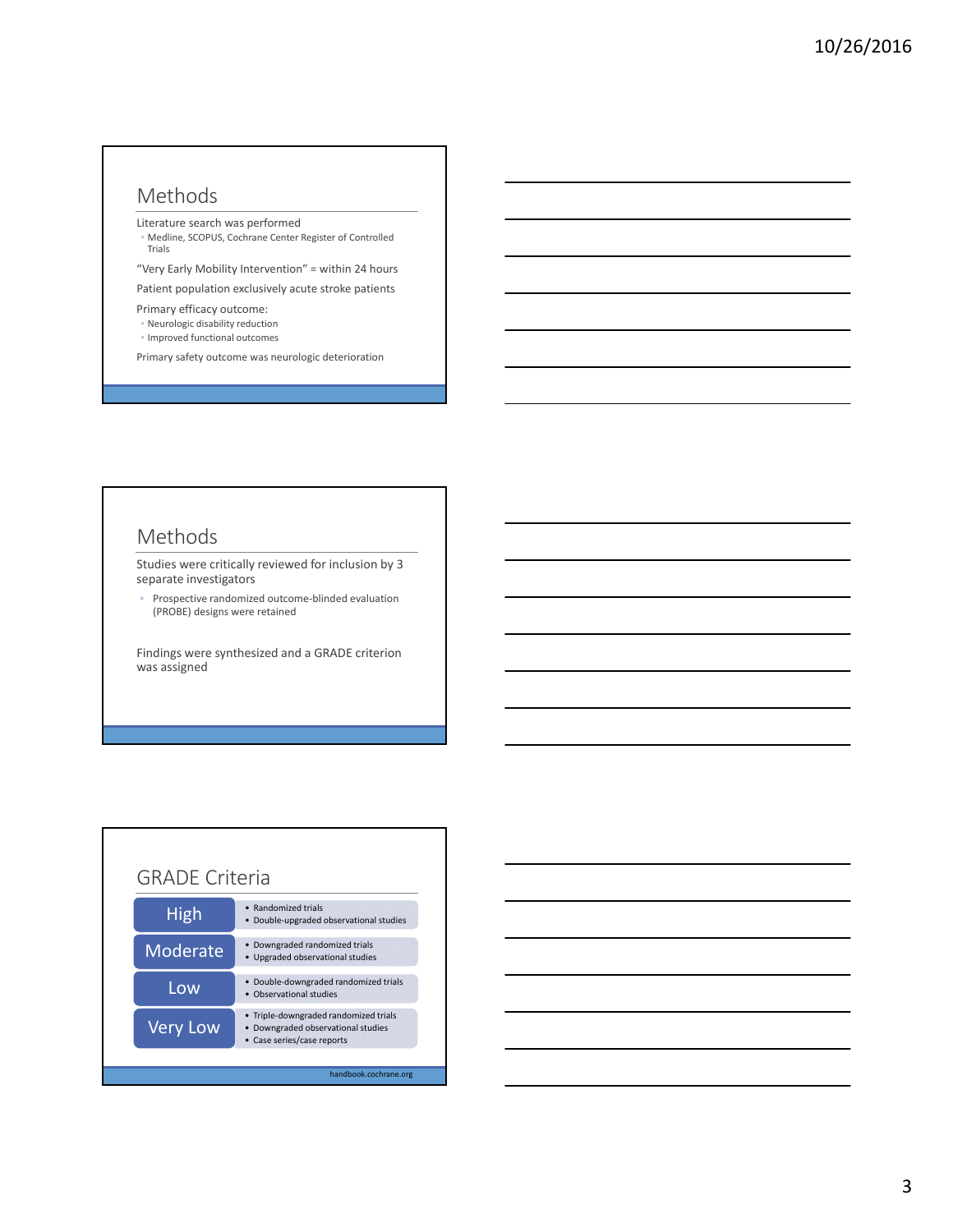## Methods

Literature search was performed

- Medline, SCOPUS, Cochrane Center Register of Controlled Trials

"Very Early Mobility Intervention" = within 24 hours

Patient population exclusively acute stroke patients

Primary efficacy outcome:

- Neurologic disability reduction
- Improved functional outcomes

Primary safety outcome was neurologic deterioration

## Methods

Studies were critically reviewed for inclusion by 3 separate investigators

- Prospective randomized outcome-blinded evaluation (PROBE) designs were retained

Findings were synthesized and a GRADE criterion was assigned

## GRADE Criteria

| Grade | Evidence |
| --- | --- |
| High | • Randomized trials<br>• Double-upgraded observational studies |
| Moderate | • Downgraded randomized trials<br>• Upgraded observational studies |
| Low | • Double-downgraded randomized trials<br>• Observational studies |
| Very Low | • Triple-downgraded randomized trials<br>• Downgraded observational studies<br>• Case series/case reports |

handbook.cochrane.org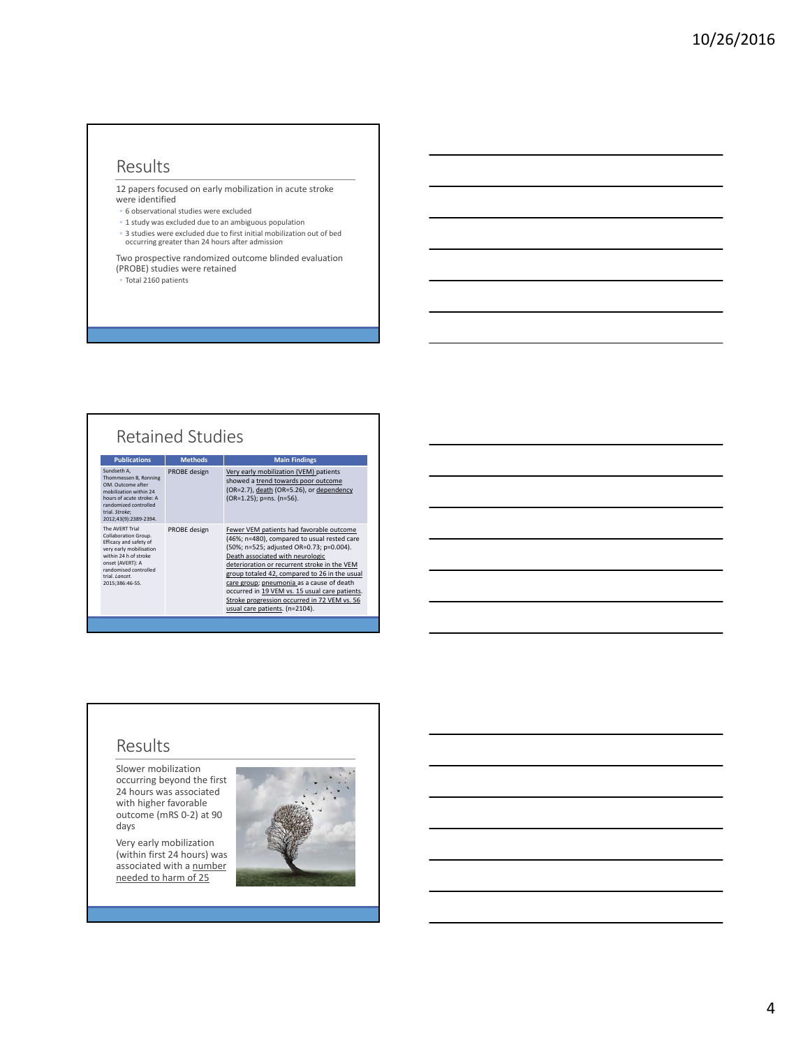## Results

12 papers focused on early mobilization in acute stroke were identified

- 6 observational studies were excluded
- 1 study was excluded due to an ambiguous population
- 3 studies were excluded due to first initial mobilization out of bed occurring greater than 24 hours after admission

Two prospective randomized outcome blinded evaluation (PROBE) studies were retained

- Total 2160 patients

## Retained Studies

| Publications | Methods | Main Findings |
|---|---|---|
| Sundseth A, Thommessen B, Ronning OM. Outcome after mobilization within 24 hours of acute stroke: A randomized controlled trial. *Stroke*; 2012;43(9):2389-2394. | PROBE design | Very early mobilization (VEM) patients showed a trend towards poor outcome (OR=2.7), death (OR=5.26), or dependency (OR=1.25); p=ns. (n=56). |
| The AVERT Trial Collaboration Group. Efficacy and safety of very early mobilisation within 24 h of stroke onset (AVERT): A randomised controlled trial. *Lancet*. 2015;386:46-55. | PROBE design | Fewer VEM patients had favorable outcome (46%; n=480), compared to usual rested care (50%; n=525; adjusted OR=0.73; p=0.004). Death associated with neurologic deterioration or recurrent stroke in the VEM group totaled 42, compared to 26 in the usual care group; pneumonia as a cause of death occurred in 19 VEM vs. 15 usual care patients. Stroke progression occurred in 72 VEM vs. 56 usual care patients. (n=2104). |

## Results

Slower mobilization occurring beyond the first 24 hours was associated with higher favorable outcome (mRS 0-2) at 90 days

Very early mobilization (within first 24 hours) was associated with a number needed to harm of 25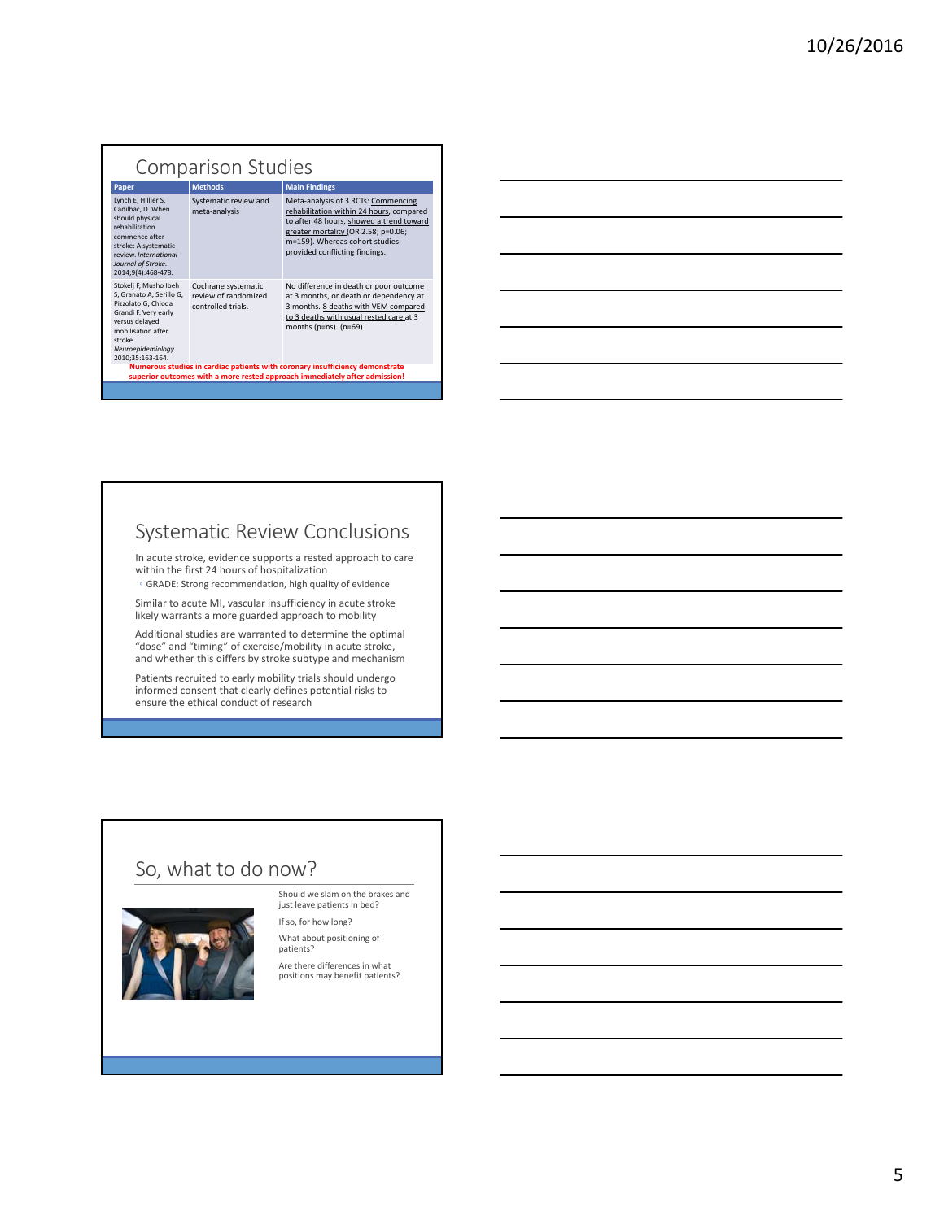## Comparison Studies

| Paper | Methods | Main Findings |
|---|---|---|
| Lynch E, Hillier S, Cadilhac, D. When should physical rehabilitation commence after stroke: A systematic review. *International Journal of Stroke*. 2014;9(4):468-478. | Systematic review and meta-analysis | Meta-analysis of 3 RCTs: Commencing rehabilitation within 24 hours, compared to after 48 hours, showed a trend toward greater mortality (OR 2.58; p=0.06; m=159). Whereas cohort studies provided conflicting findings. |
| Stokelj F, Musho Ibeh S, Granato A, Serillo G, Pizzolato G, Chioda Grandi F. Very early versus delayed mobilisation after stroke. *Neuroepidemiology*. 2010;35:163-164. | Cochrane systematic review of randomized controlled trials. | No difference in death or poor outcome at 3 months, or death or dependency at 3 months. 8 deaths with VEM compared to 3 deaths with usual rested care at 3 months (p=ns). (n=69) |

**Numerous studies in cardiac patients with coronary insufficiency demonstrate superior outcomes with a more rested approach immediately after admission!**

## Systematic Review Conclusions

In acute stroke, evidence supports a rested approach to care within the first 24 hours of hospitalization

- GRADE: Strong recommendation, high quality of evidence

Similar to acute MI, vascular insufficiency in acute stroke likely warrants a more guarded approach to mobility

Additional studies are warranted to determine the optimal "dose" and "timing" of exercise/mobility in acute stroke, and whether this differs by stroke subtype and mechanism

Patients recruited to early mobility trials should undergo informed consent that clearly defines potential risks to ensure the ethical conduct of research

## So, what to do now?

Should we slam on the brakes and just leave patients in bed?

If so, for how long?

What about positioning of patients?

Are there differences in what positions may benefit patients?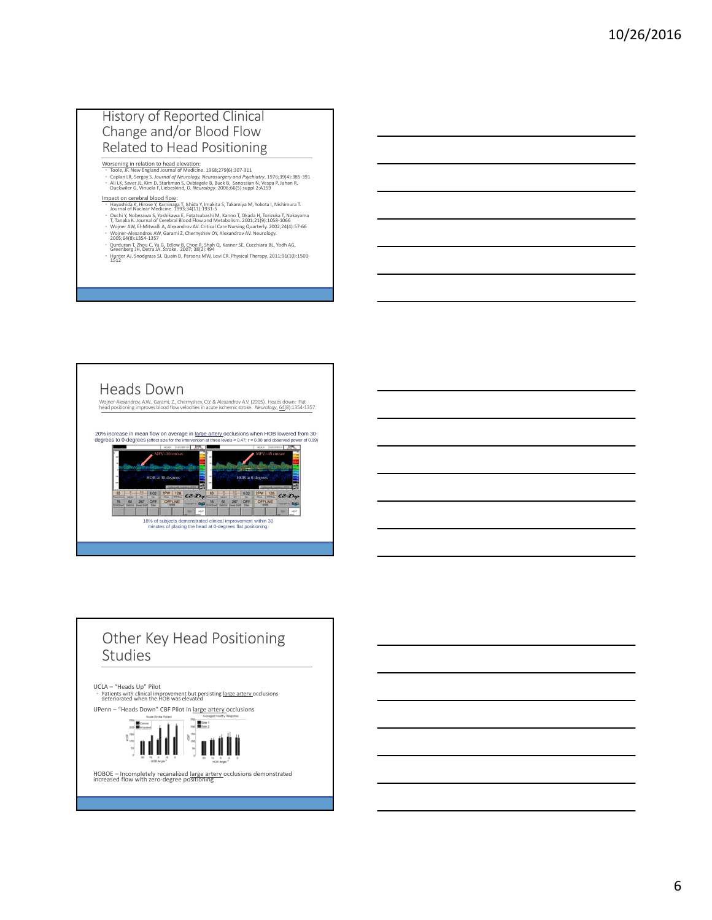## History of Reported Clinical Change and/or Blood Flow Related to Head Positioning

Worsening in relation to head elevation:

- Toole, JF. New England Journal of Medicine. 1968;279(6):307-311
- Caplan LR, Sergay S. *Journal of Neurology, Neurosurgery and Psychiatry*. 1976;39(4):385-391
- Ali LK, Saver JL, Kim D, Starkman S, Ovbiagele B, Buck B, Sanossian N, Vespa P, Jahan R, Duckwiler G, Vinuela F, Liebeskind, D. *Neurology*. 2006;66(5) suppl 2:A159

Impact on cerebral blood flow:

- Hayashida K, Hirose Y, Kaminaga T, Ishida Y, Imakita S, Takamiya M, Yokota I, Nishimura T. Journal of Nuclear Medicine. 1993;34(11):1931-5
- Ouchi Y, Nobezawa S, Yoshikawa E, Futatsubashi M, Kanno T, Okada H, Torizuka T, Nakayama T, Tanaka K. Journal of Cerebral Blood Flow and Metabolism. 2001;21(9):1058-1066
- Wojner AW, El-Mitwalli A, Alexandrov AV. Critical Care Nursing Quarterly. 2002;24(4):57-66
- Wojner-Alexandrov AW, Garami Z, Chernyshev OY, Alexandrov AV. Neurology. 2005;64(8):1354-1357
- Durduran T, Zhou C, Yu G, Edlow B, Choe R, Shah Q, Kasner SE, Cucchiara BL, Yodh AG, Greenberg JH, Detra JA. *Stroke*. 2007; 38(2):494
- Hunter AJ, Snodgrass SJ, Quain D, Parsons MW, Levi CR. Physical Therapy. 2011;91(10):1503-1512

## Heads Down

Wojner-Alexandrov, A.W., Garami, Z., Chernyshev, O.Y. & Alexandrov A.V. (2005). Heads down: Flat head positioning improves blood flow velocities in acute ischemic stroke. *Neurology*, 64(8):1354-1357.

20% increase in mean flow on average in large artery occlusions when HOB lowered from 30-degrees to 0-degrees (effect size for the intervention at three levels = 0.47; r = 0.90 and observed power of 0.99)

MFV=30 cm/sec — HOB at 30-degrees

MFV=45 cm/sec — HOB at 0-degrees

18% of subjects demonstrated clinical improvement within 30 minutes of placing the head at 0-degrees flat positioning.

## Other Key Head Positioning Studies

UCLA – "Heads Up" Pilot

- Patients with clinical improvement but persisting large artery occlusions deteriorated when the HOB was elevated

UPenn – "Heads Down" CBF Pilot in large artery occlusions

HOBOE – Incompletely recanalized large artery occlusions demonstrated increased flow with zero-degree positioning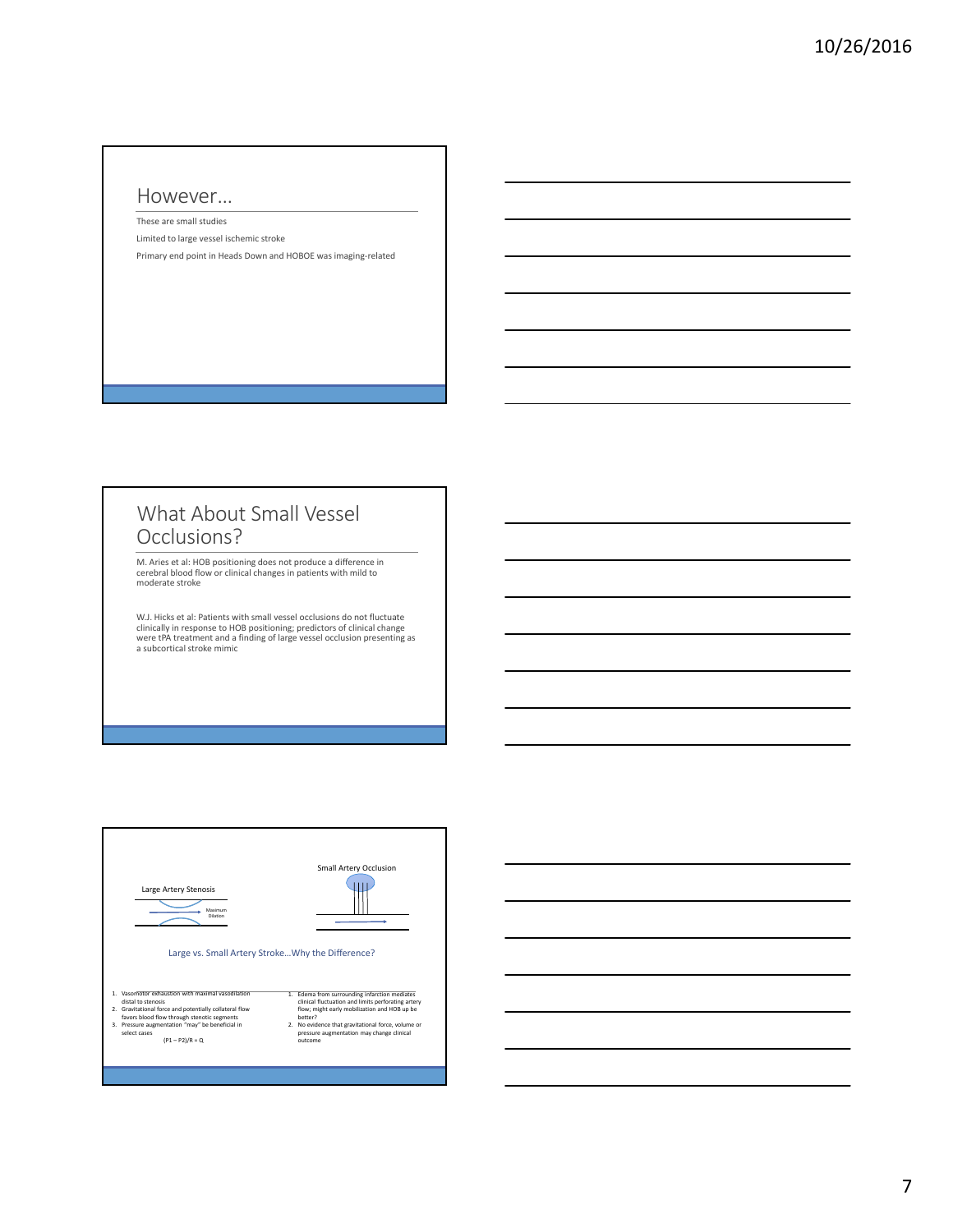## However…

These are small studies

Limited to large vessel ischemic stroke

Primary end point in Heads Down and HOBOE was imaging-related

## What About Small Vessel Occlusions?

M. Aries et al: HOB positioning does not produce a difference in cerebral blood flow or clinical changes in patients with mild to moderate stroke

W.J. Hicks et al: Patients with small vessel occlusions do not fluctuate clinically in response to HOB positioning; predictors of clinical change were tPA treatment and a finding of large vessel occlusion presenting as a subcortical stroke mimic

Large Artery Stenosis

Maximum Dilation

Small Artery Occlusion

Large vs. Small Artery Stroke…Why the Difference?

1. Vasomotor exhaustion with maximal vasodilation distal to stenosis
2. Gravitational force and potentially collateral flow favors blood flow through stenotic segments
3. Pressure augmentation "may" be beneficial in select cases

$$(P1 - P2)/R = Q$$

1. Edema from surrounding infarction mediates clinical fluctuation and limits perforating artery flow; might early mobilization and HOB up be better?
2. No evidence that gravitational force, volume or pressure augmentation may change clinical outcome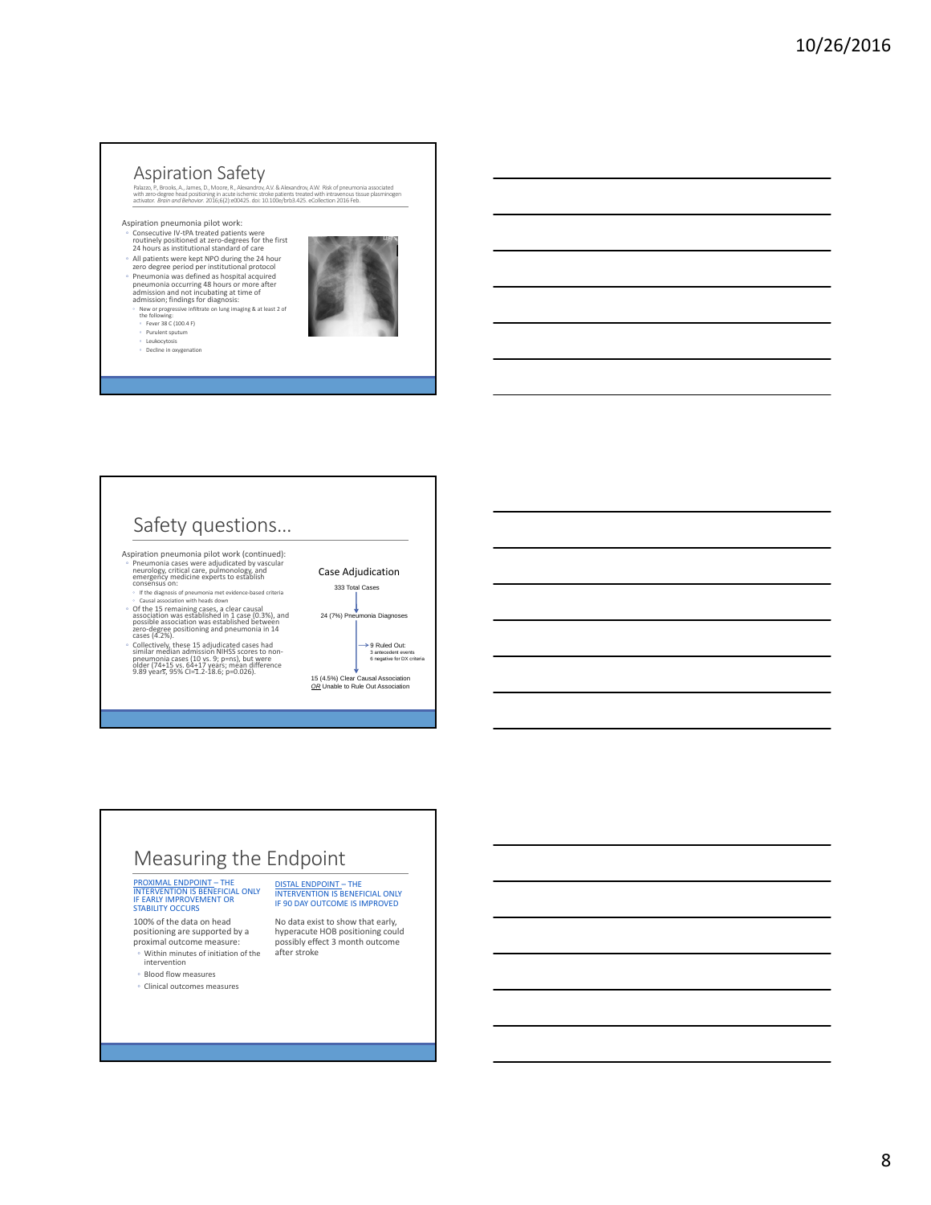## Aspiration Safety

Palazzo, P., Brooks, A., James, D., Moore, R., Alexandrov, A.V. & Alexandrov, A.W. Risk of pneumonia associated with zero-degree head positioning in acute ischemic stroke patients treated with intravenous tissue plasminogen activator. *Brain and Behavior.* 2016;6(2):e00425. doi: 10.1002/brb3.425. eCollection 2016 Feb.

Aspiration pneumonia pilot work:

- Consecutive IV-tPA treated patients were routinely positioned at zero-degrees for the first 24 hours as institutional standard of care
- All patients were kept NPO during the 24 hour zero degree period per institutional protocol
- Pneumonia was defined as hospital acquired pneumonia occurring 48 hours or more after admission and not incubating at time of admission; findings for diagnosis:
  - New or progressive infiltrate on lung imaging & at least 2 of the following:
    - Fever 38 C (100.4 F)
    - Purulent sputum
    - Leukocytosis
    - Decline in oxygenation

## Safety questions…

Aspiration pneumonia pilot work (continued):

- Pneumonia cases were adjudicated by vascular neurology, critical care, pulmonology, and emergency medicine experts to establish consensus on:
  - If the diagnosis of pneumonia met evidence-based criteria
  - Causal association with heads down
- Of the 15 remaining cases, a clear causal association was established in 1 case (0.3%), and possible association was established between zero-degree positioning and pneumonia in 14 cases (4.2%).
- Collectively, these 15 adjudicated cases had similar median admission NIHSS scores to non-pneumonia cases (10 vs. 9; p=ns), but were older (74±15 vs. 64±17 years; mean difference 9.89 years, 95% CI=1.2-18.6; p=0.026).

**Case Adjudication**

333 Total Cases

↓

24 (7%) Pneumonia Diagnoses

→ 9 Ruled Out:
3 antecedent events
6 negative for DX criteria

↓

15 (4.5%) Clear Causal Association *OR* Unable to Rule Out Association

## Measuring the Endpoint

PROXIMAL ENDPOINT – THE INTERVENTION IS BENEFICIAL ONLY IF EARLY IMPROVEMENT OR STABILITY OCCURS

100% of the data on head positioning are supported by a proximal outcome measure:

- Within minutes of initiation of the intervention
- Blood flow measures
- Clinical outcomes measures

DISTAL ENDPOINT – THE INTERVENTION IS BENEFICIAL ONLY IF 90 DAY OUTCOME IS IMPROVED

No data exist to show that early, hyperacute HOB positioning could possibly effect 3 month outcome after stroke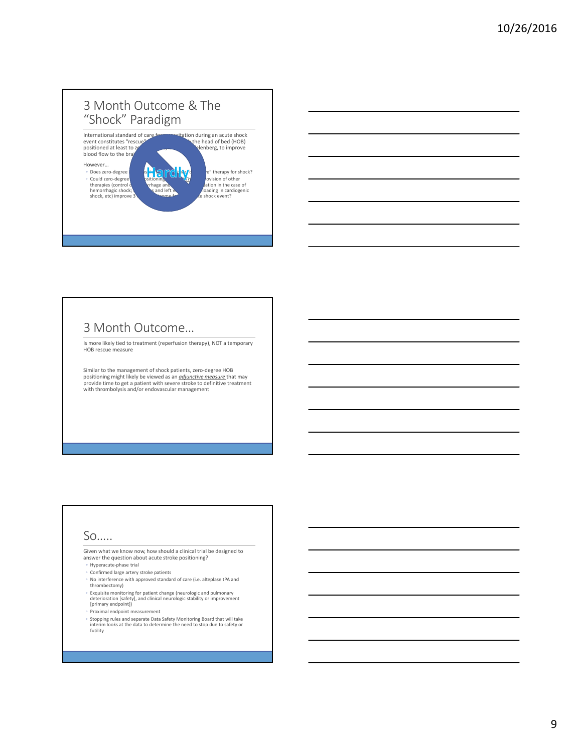## 3 Month Outcome & The "Shock" Paradigm

International standard of care for resuscitation during an acute shock event constitutes "rescue" positioning, with the head of bed (HOB) positioned at least to zero-degree, or Trendelenberg, to improve blood flow to the brain

However…

- Does zero-degree (HOB) positioning constitute "definitive" therapy for shock?
- Could zero-degree HOB positioning WITHOUT provision of other therapies (control of hemorrhage and fluid resuscitation in the case of hemorrhagic shock; inotropics and left ventricular unloading in cardiogenic shock, etc) improve 3 month outcome from an acute shock event?

Hardly

## 3 Month Outcome…

Is more likely tied to treatment (reperfusion therapy), NOT a temporary HOB rescue measure

Similar to the management of shock patients, zero-degree HOB positioning might likely be viewed as an *adjunctive measure* that may provide time to get a patient with severe stroke to definitive treatment with thrombolysis and/or endovascular management

## So…..

Given what we know now, how should a clinical trial be designed to answer the question about acute stroke positioning?

- Hyperacute-phase trial
- Confirmed large artery stroke patients
- No interference with approved standard of care (i.e. alteplase tPA and thrombectomy)
- Exquisite monitoring for patient change (neurologic and pulmonary deterioration [safety], and clinical neurologic stability or improvement [primary endpoint])
- Proximal endpoint measurement
- Stopping rules and separate Data Safety Monitoring Board that will take interim looks at the data to determine the need to stop due to safety or futility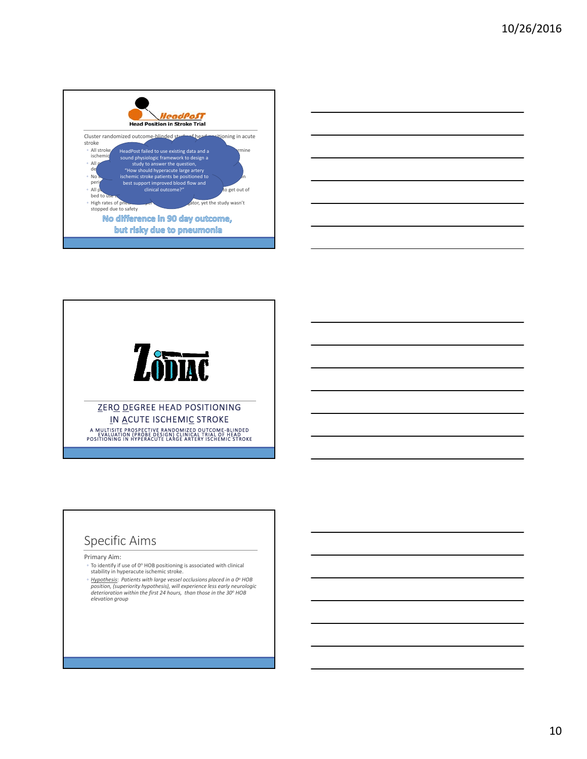## HeadPoST

**Head Position in Stroke Trial**

Cluster randomized outcome-blinded study of head positioning in acute stroke

- All stroke ... rmine ischemic
- All ... de
- No ... n peri
- All ... to get out of bed to use ...
- High rates of pne... ator, yet the study wasn't stopped due to safety

HeadPost failed to use existing data and a sound physiologic framework to design a study to answer the question, "How should hyperacute large artery ischemic stroke patients be positioned to best support improved blood flow and clinical outcome?"

**No difference in 90 day outcome, but risky due to pneumonia**

---

## ZODIAC

**ZERO DEGREE HEAD POSITIONING IN ACUTE ISCHEMIC STROKE**

A MULTISITE PROSPECTIVE RANDOMIZED OUTCOME-BLINDED EVALUATION (PROBE DESIGN) CLINICAL TRIAL OF HEAD POSITIONING IN HYPERACUTE LARGE ARTERY ISCHEMIC STROKE

---

## Specific Aims

Primary Aim:

- To identify if use of 0º HOB positioning is associated with clinical stability in hyperacute ischemic stroke.
- *Hypothesis: Patients with large vessel occlusions placed in a 0º HOB position, (superiority hypothesis), will experience less early neurologic deterioration within the first 24 hours, than those in the 30º HOB elevation group*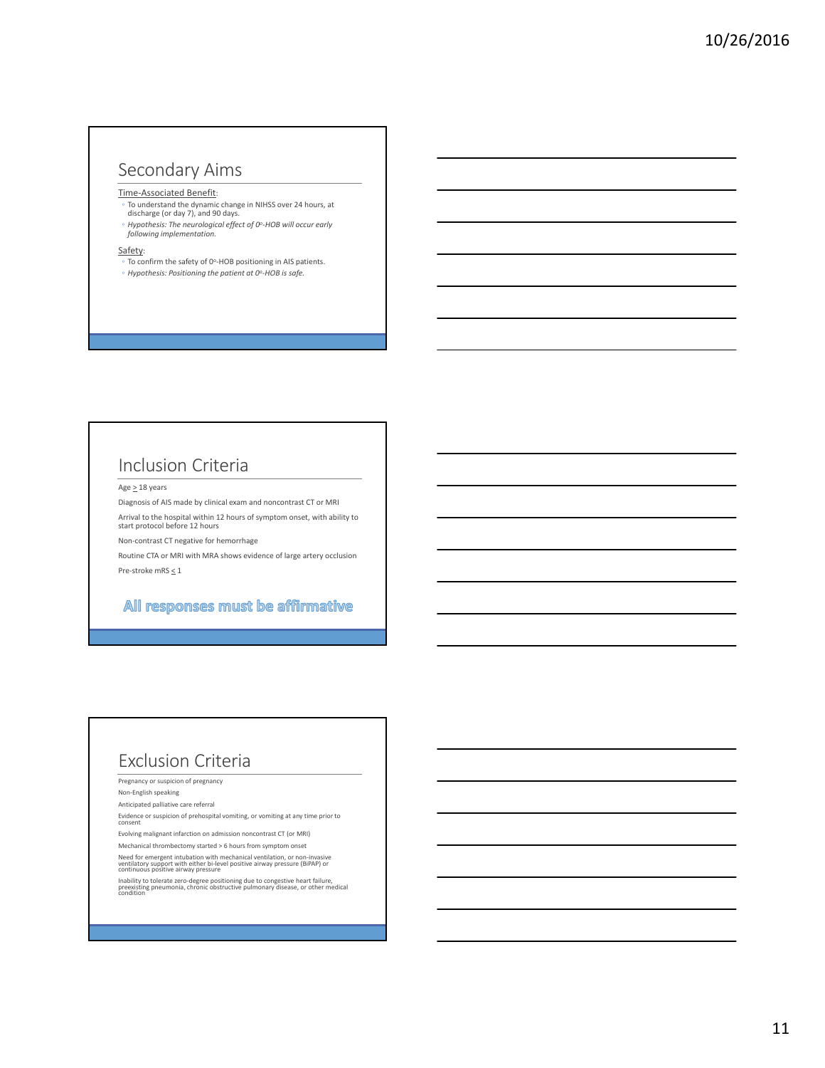## Secondary Aims

Time-Associated Benefit:

- To understand the dynamic change in NIHSS over 24 hours, at discharge (or day 7), and 90 days.
- *Hypothesis: The neurological effect of 0º-HOB will occur early following implementation.*

Safety:

- To confirm the safety of 0º-HOB positioning in AIS patients.
- *Hypothesis: Positioning the patient at 0º-HOB is safe.*

## Inclusion Criteria

Age ≥ 18 years

Diagnosis of AIS made by clinical exam and noncontrast CT or MRI

Arrival to the hospital within 12 hours of symptom onset, with ability to start protocol before 12 hours

Non-contrast CT negative for hemorrhage

Routine CTA or MRI with MRA shows evidence of large artery occlusion

Pre-stroke mRS ≤ 1

**All responses must be affirmative**

## Exclusion Criteria

Pregnancy or suspicion of pregnancy

Non-English speaking

Anticipated palliative care referral

Evidence or suspicion of prehospital vomiting, or vomiting at any time prior to consent

Evolving malignant infarction on admission noncontrast CT (or MRI)

Mechanical thrombectomy started > 6 hours from symptom onset

Need for emergent intubation with mechanical ventilation, or non-invasive ventilatory support with either bi-level positive airway pressure (BiPAP) or continuous positive airway pressure

Inability to tolerate zero-degree positioning due to congestive heart failure, preexisting pneumonia, chronic obstructive pulmonary disease, or other medical condition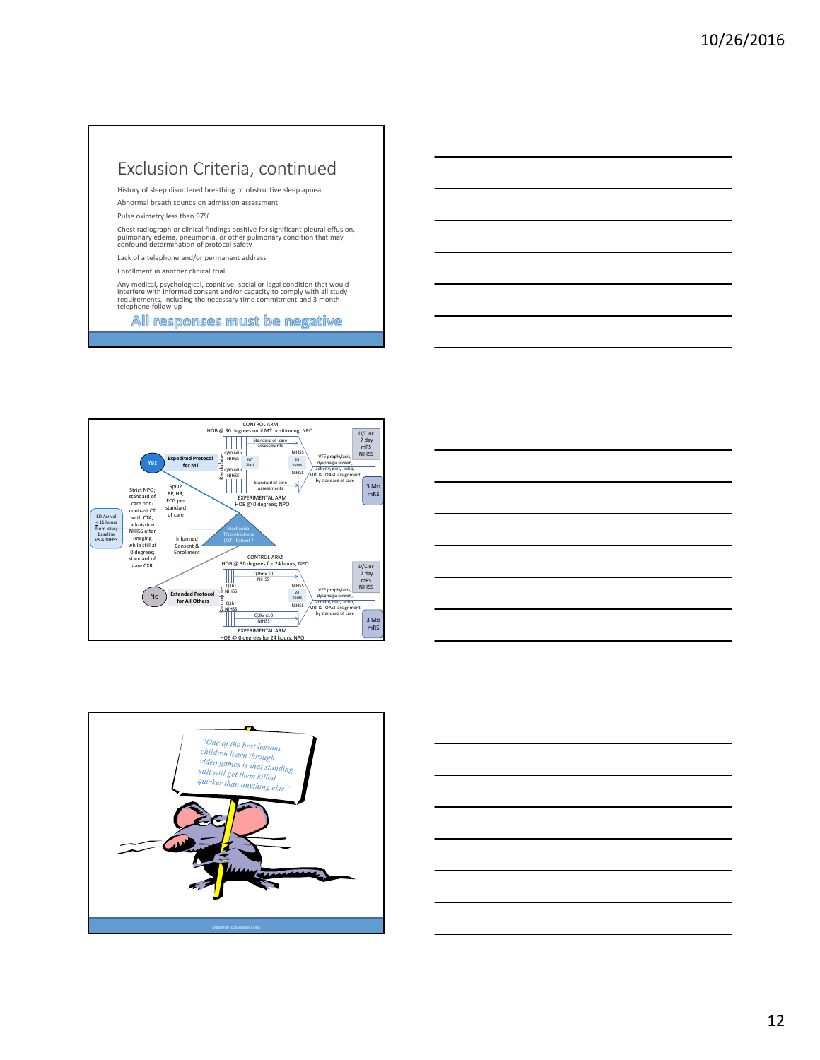## Exclusion Criteria, continued

History of sleep disordered breathing or obstructive sleep apnea

Abnormal breath sounds on admission assessment

Pulse oximetry less than 97%

Chest radiograph or clinical findings positive for significant pleural effusion, pulmonary edema, pneumonia, or other pulmonary condition that may confound determination of protocol safety

Lack of a telephone and/or permanent address

Enrollment in another clinical trial

Any medical, psychological, cognitive, social or legal condition that would interfere with informed consent and/or capacity to comply with all study requirements, including the necessary time commitment and 3 month telephone follow-up

**All responses must be negative**

---

CONTROL ARM
HOB @ 30 degrees until MT positioning; NPO

ED Arrival < 11 hours from ictus; baseline VS & NIHSS

Strict NPO; standard of care non-contrast CT with CTA; admission NIHSS after imaging while still at 0 degrees; standard of care CXR

SpO2 BP, HR, ECG per standard of care

Informed Consent & Enrollment

Mechanical Thrombectomy (MT) Patient?

Yes — Expedited Protocol for MT

Randomize

Standard of care assessments

Q30 Min NIHSS — MT Start — Q30 Min NIHSS

NIHSS — 24 hours — NIHSS

Standard of care assessments

EXPERIMENTAL ARM
HOB @ 0 degrees; NPO

VTE prophylaxis, dysphagia screen, activity, diet, echo, MRI & TOAST assignment by standard of care

D/C or 7 day mRS NIHSS

3 Mo mRS

No — Extended Protocol for All Others

CONTROL ARM
HOB @ 30 degrees for 24 hours; NPO

Randomize

Q2hr x 10 NIHSS

Q1hr NIHSS

Q1hr NIHSS

Q2hr x10 NIHSS

NIHSS — 24 hours — NIHSS

VTE prophylaxis, dysphagia screen, activity, diet, echo, MRI & TOAST assignment by standard of care

D/C or 7 day mRS NIHSS

3 Mo mRS

EXPERIMENTAL ARM
HOB @ 0 degrees for 24 hours; NPO

---

"One of the best lessons children learn through video games is that standing still will get them killed quicker than anything else."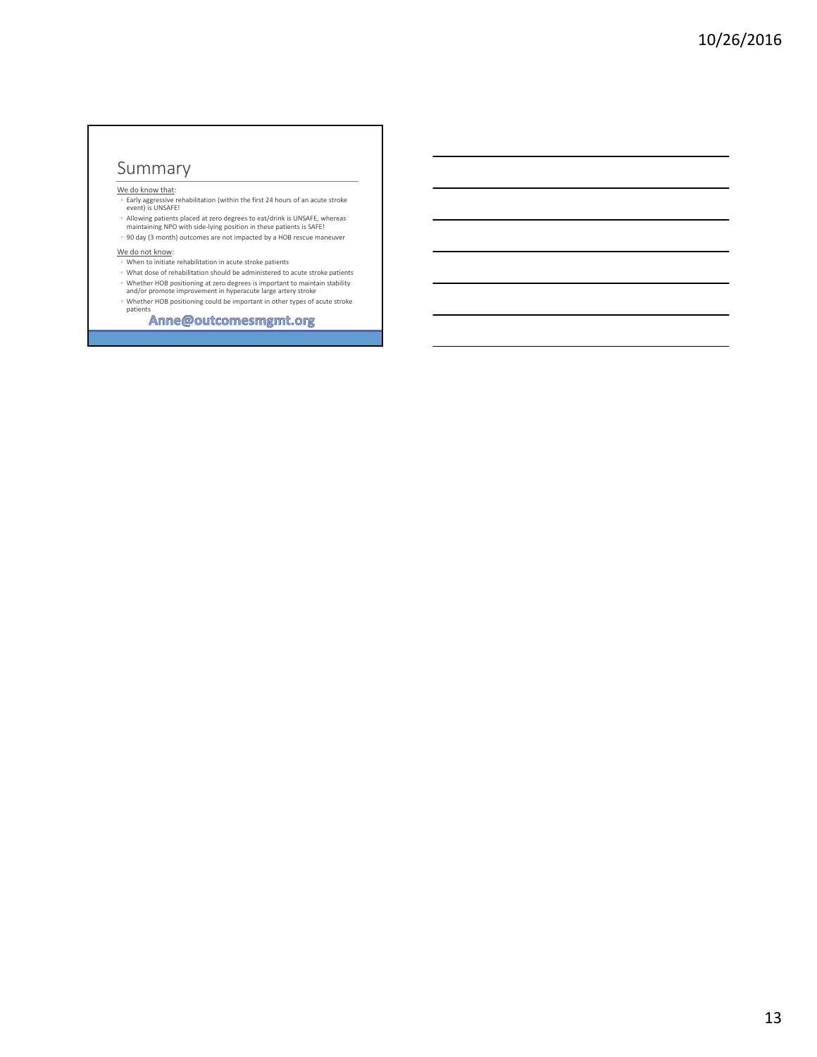## Summary

We do know that:

- Early aggressive rehabilitation (within the first 24 hours of an acute stroke event) is UNSAFE!
- Allowing patients placed at zero degrees to eat/drink is UNSAFE, whereas maintaining NPO with side-lying position in these patients is SAFE!
- 90 day (3 month) outcomes are not impacted by a HOB rescue maneuver

We do not know:

- When to initiate rehabilitation in acute stroke patients
- What dose of rehabilitation should be administered to acute stroke patients
- Whether HOB positioning at zero degrees is important to maintain stability and/or promote improvement in hyperacute large artery stroke
- Whether HOB positioning could be important in other types of acute stroke patients

**Anne@outcomesmgmt.org**